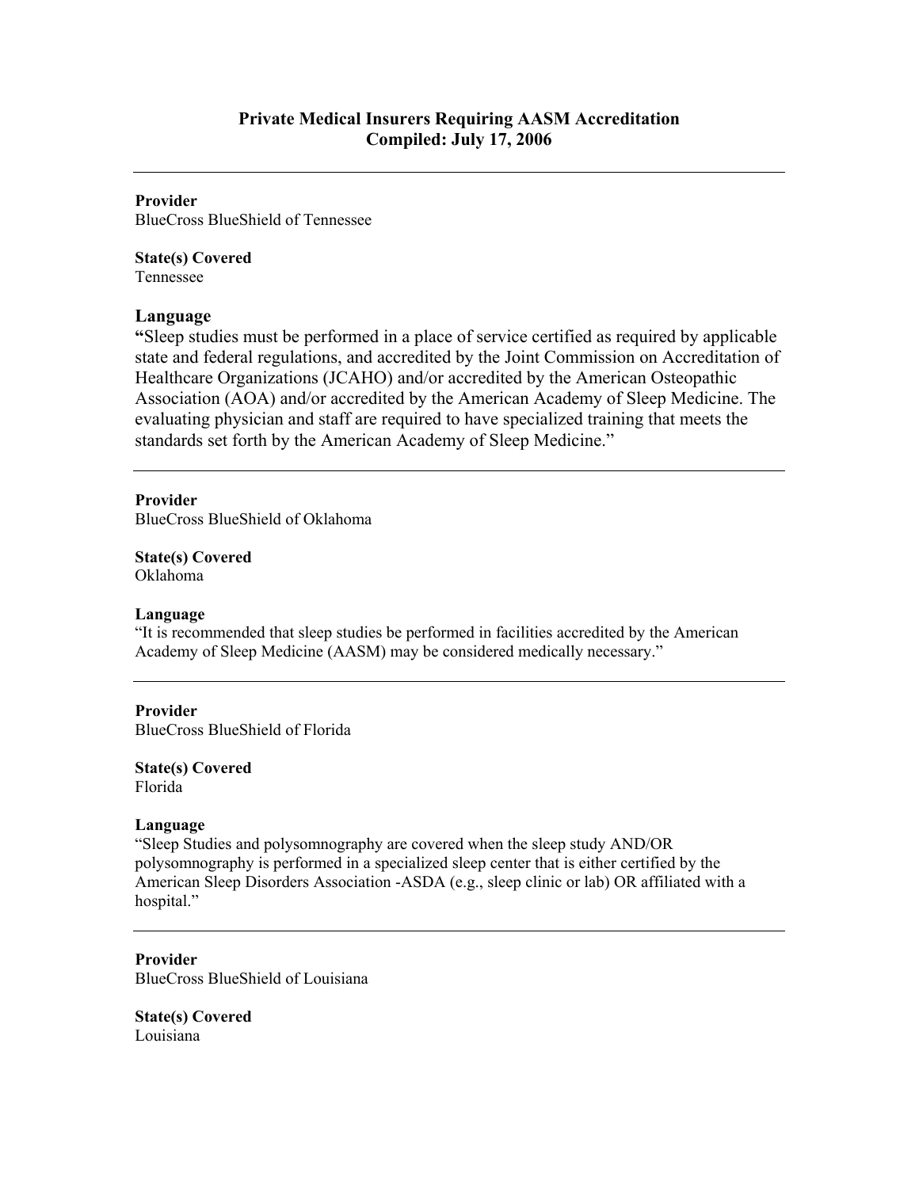# Private Medical Insurers Requiring AASM Accreditation
## Compiled: July 17, 2006

---

**Provider**
BlueCross BlueShield of Tennessee

**State(s) Covered**
Tennessee

**Language**
"Sleep studies must be performed in a place of service certified as required by applicable state and federal regulations, and accredited by the Joint Commission on Accreditation of Healthcare Organizations (JCAHO) and/or accredited by the American Osteopathic Association (AOA) and/or accredited by the American Academy of Sleep Medicine. The evaluating physician and staff are required to have specialized training that meets the standards set forth by the American Academy of Sleep Medicine."

---

**Provider**
BlueCross BlueShield of Oklahoma

**State(s) Covered**
Oklahoma

**Language**
"It is recommended that sleep studies be performed in facilities accredited by the American Academy of Sleep Medicine (AASM) may be considered medically necessary."

---

**Provider**
BlueCross BlueShield of Florida

**State(s) Covered**
Florida

**Language**
"Sleep Studies and polysomnography are covered when the sleep study AND/OR polysomnography is performed in a specialized sleep center that is either certified by the American Sleep Disorders Association -ASDA (e.g., sleep clinic or lab) OR affiliated with a hospital."

---

**Provider**
BlueCross BlueShield of Louisiana

**State(s) Covered**
Louisiana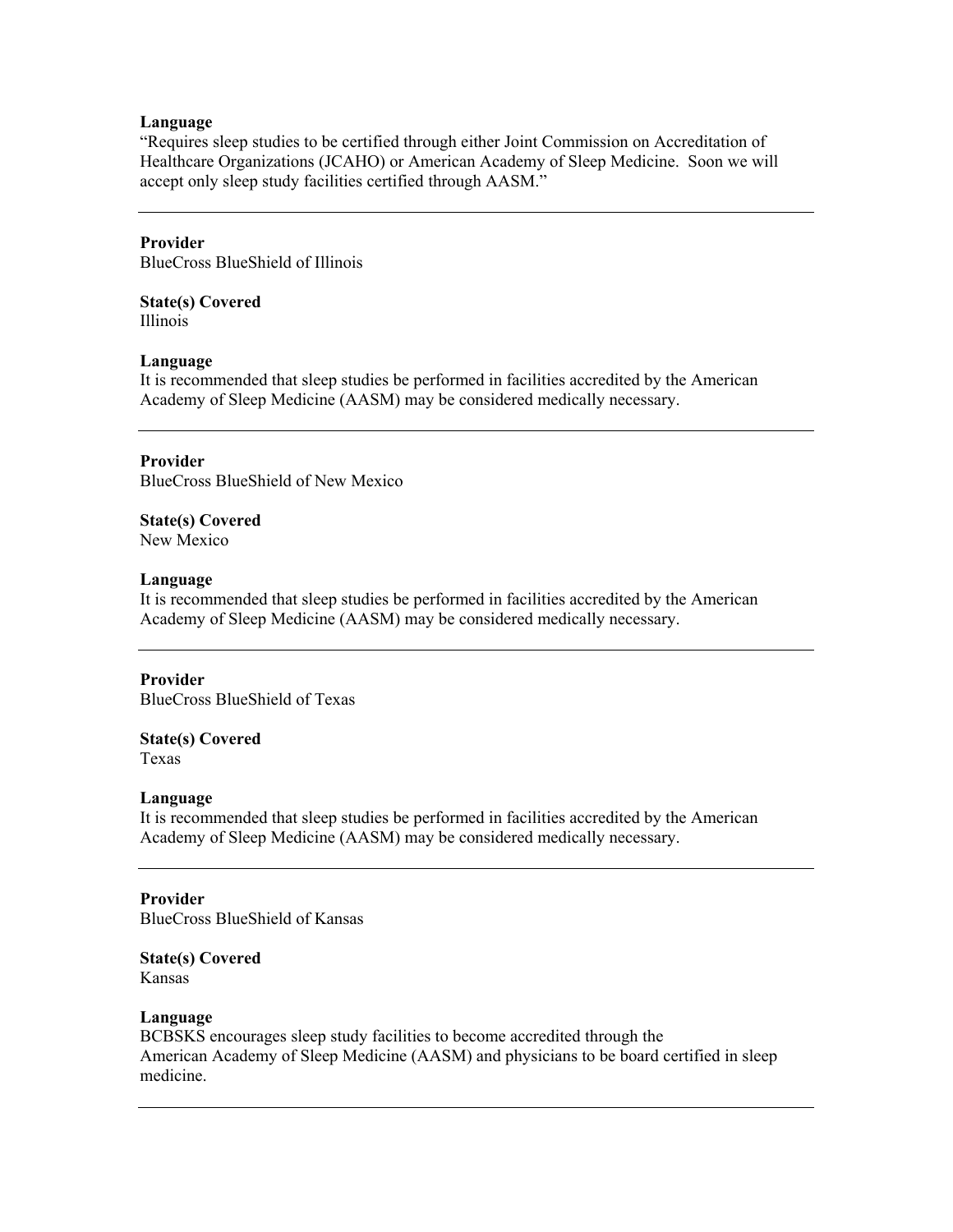**Language**

"Requires sleep studies to be certified through either Joint Commission on Accreditation of Healthcare Organizations (JCAHO) or American Academy of Sleep Medicine. Soon we will accept only sleep study facilities certified through AASM."

---

**Provider**

BlueCross BlueShield of Illinois

**State(s) Covered**

Illinois

**Language**

It is recommended that sleep studies be performed in facilities accredited by the American Academy of Sleep Medicine (AASM) may be considered medically necessary.

---

**Provider**

BlueCross BlueShield of New Mexico

**State(s) Covered**

New Mexico

**Language**

It is recommended that sleep studies be performed in facilities accredited by the American Academy of Sleep Medicine (AASM) may be considered medically necessary.

---

**Provider**

BlueCross BlueShield of Texas

**State(s) Covered**

Texas

**Language**

It is recommended that sleep studies be performed in facilities accredited by the American Academy of Sleep Medicine (AASM) may be considered medically necessary.

---

**Provider**

BlueCross BlueShield of Kansas

**State(s) Covered**

Kansas

**Language**

BCBSKS encourages sleep study facilities to become accredited through the American Academy of Sleep Medicine (AASM) and physicians to be board certified in sleep medicine.

---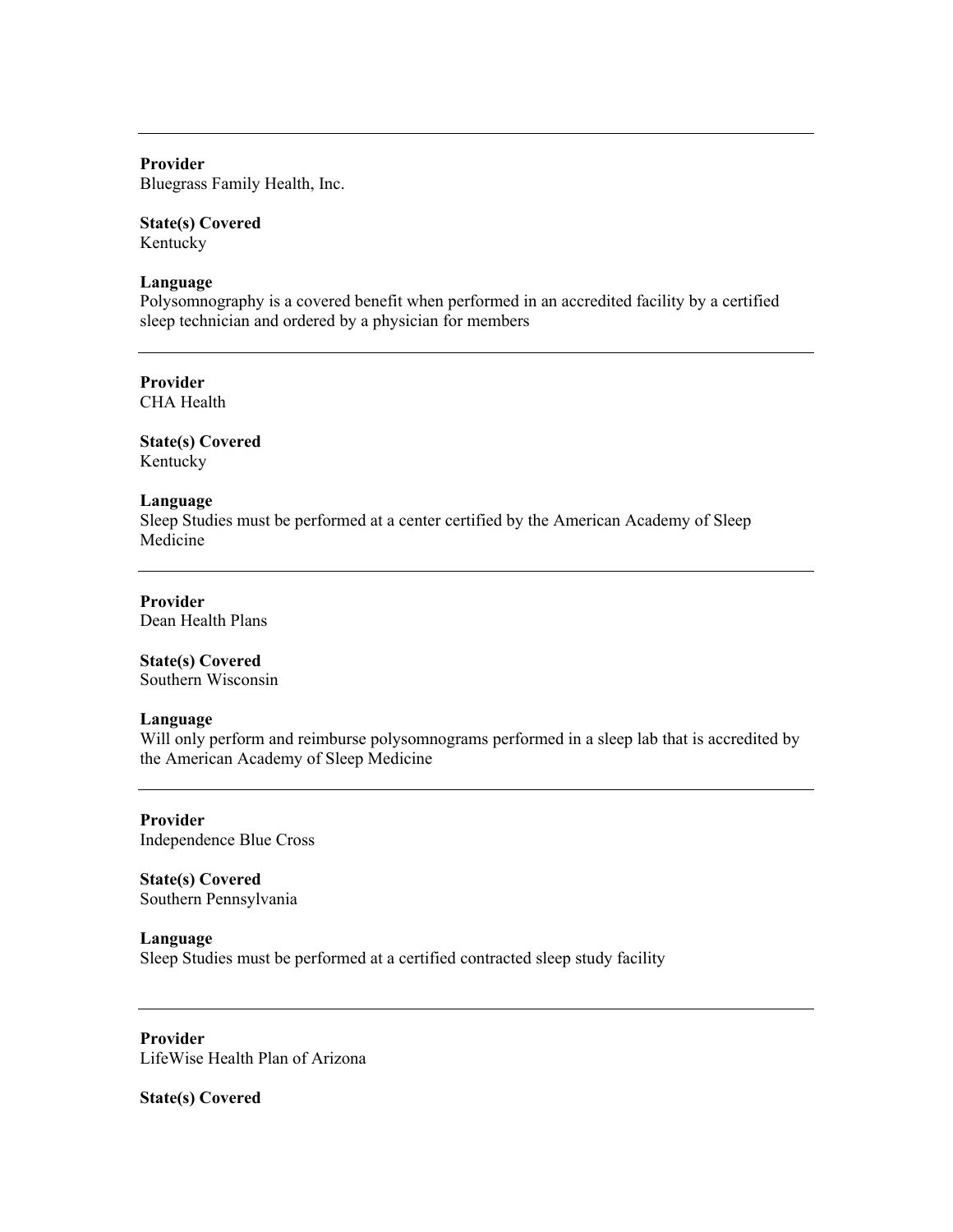---

**Provider**
Bluegrass Family Health, Inc.

**State(s) Covered**
Kentucky

**Language**
Polysomnography is a covered benefit when performed in an accredited facility by a certified sleep technician and ordered by a physician for members

---

**Provider**
CHA Health

**State(s) Covered**
Kentucky

**Language**
Sleep Studies must be performed at a center certified by the American Academy of Sleep Medicine

---

**Provider**
Dean Health Plans

**State(s) Covered**
Southern Wisconsin

**Language**
Will only perform and reimburse polysomnograms performed in a sleep lab that is accredited by the American Academy of Sleep Medicine

---

**Provider**
Independence Blue Cross

**State(s) Covered**
Southern Pennsylvania

**Language**
Sleep Studies must be performed at a certified contracted sleep study facility

---

**Provider**
LifeWise Health Plan of Arizona

**State(s) Covered**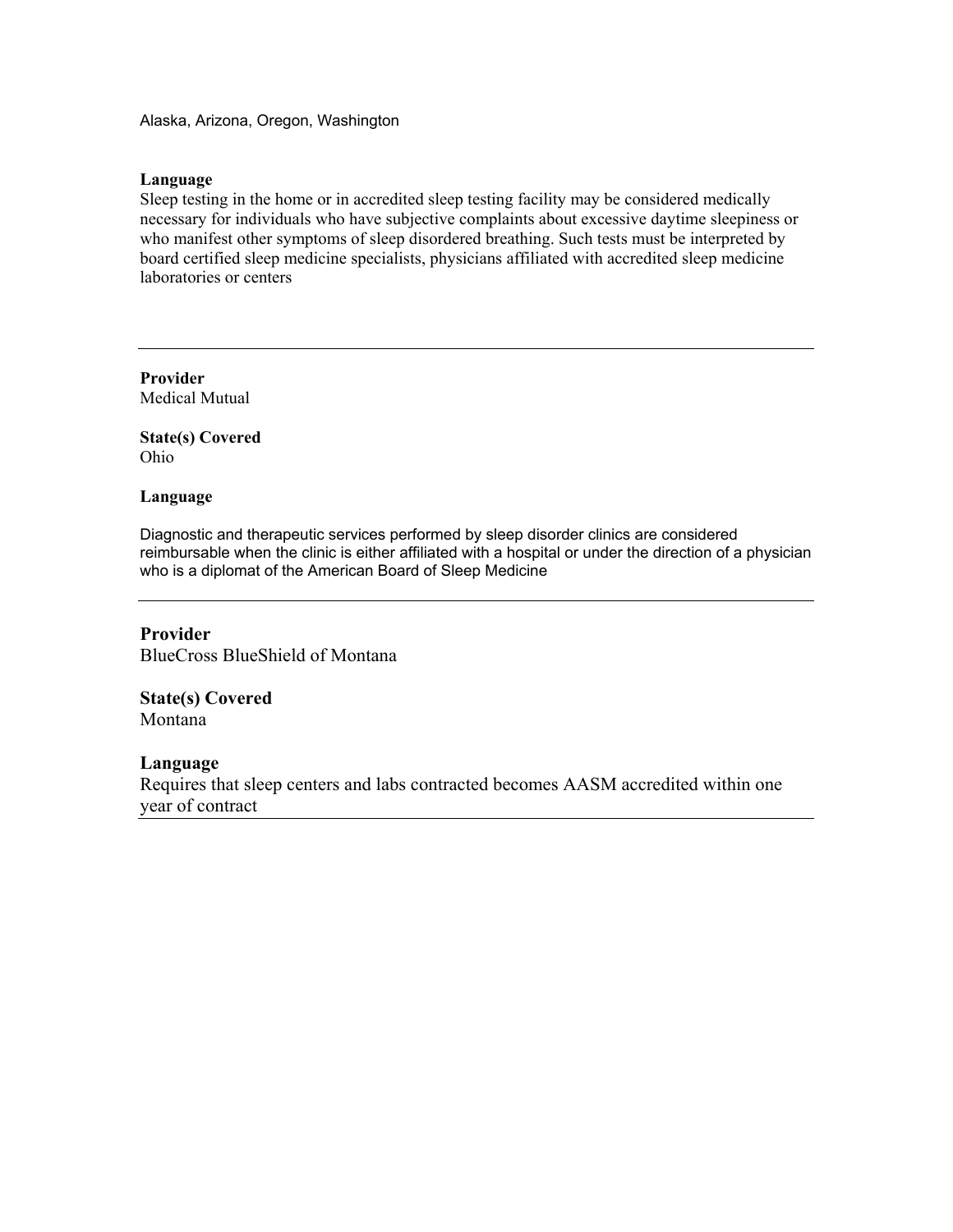Alaska, Arizona, Oregon, Washington

**Language**
Sleep testing in the home or in accredited sleep testing facility may be considered medically necessary for individuals who have subjective complaints about excessive daytime sleepiness or who manifest other symptoms of sleep disordered breathing. Such tests must be interpreted by board certified sleep medicine specialists, physicians affiliated with accredited sleep medicine laboratories or centers

---

**Provider**
Medical Mutual

**State(s) Covered**
Ohio

**Language**

Diagnostic and therapeutic services performed by sleep disorder clinics are considered reimbursable when the clinic is either affiliated with a hospital or under the direction of a physician who is a diplomat of the American Board of Sleep Medicine

---

**Provider**
BlueCross BlueShield of Montana

**State(s) Covered**
Montana

**Language**
Requires that sleep centers and labs contracted becomes AASM accredited within one year of contract

---